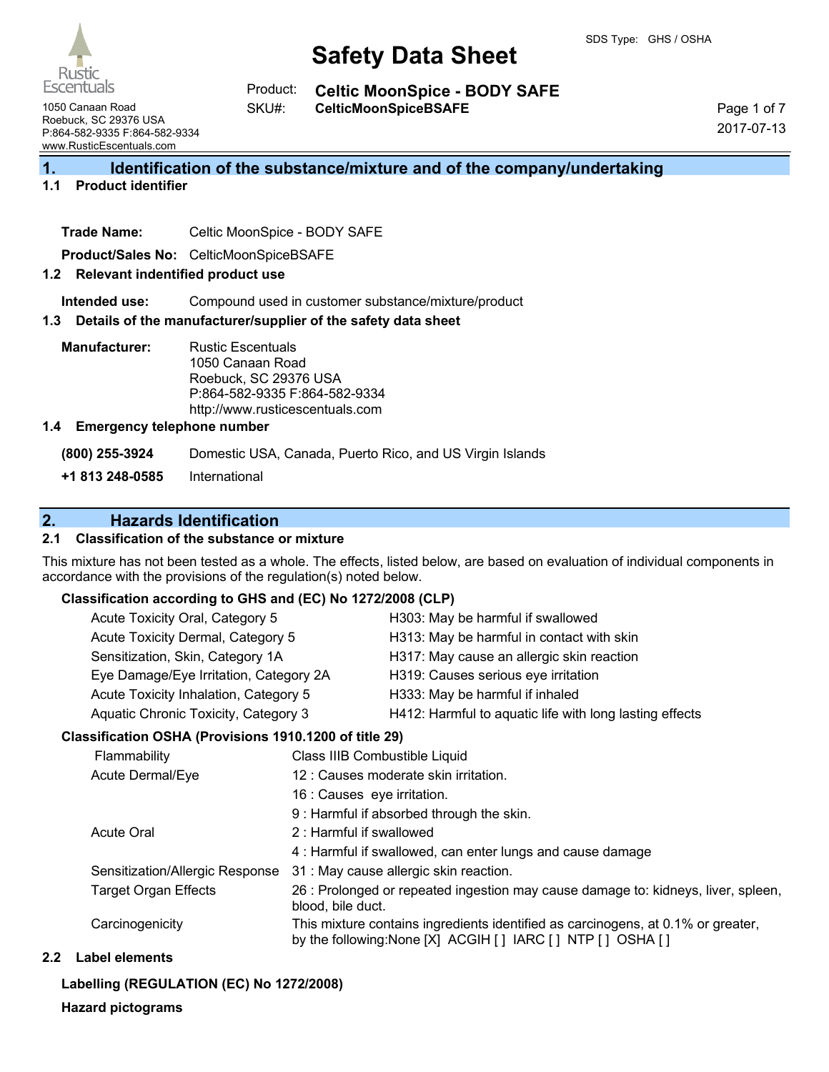# Safety Data Sheet

SDS Type: GHS / OSHA

Rustic Escentuals
1050 Canaan Road
Roebuck, SC 29376 USA
P:864-582-9335 F:864-582-9334
www.RusticEscentuals.com

**Product:** **Celtic MoonSpice - BODY SAFE**
**SKU#:** **CelticMoonSpiceBSAFE**

2017-07-13

## 1. Identification of the substance/mixture and of the company/undertaking

### 1.1 Product identifier

**Trade Name:** Celtic MoonSpice - BODY SAFE

**Product/Sales No:** CelticMoonSpiceBSAFE

### 1.2 Relevant indentified product use

**Intended use:** Compound used in customer substance/mixture/product

### 1.3 Details of the manufacturer/supplier of the safety data sheet

**Manufacturer:** Rustic Escentuals
1050 Canaan Road
Roebuck, SC 29376 USA
P:864-582-9335 F:864-582-9334
http://www.rusticescentuals.com

### 1.4 Emergency telephone number

**(800) 255-3924** Domestic USA, Canada, Puerto Rico, and US Virgin Islands

**+1 813 248-0585** International

## 2. Hazards Identification

### 2.1 Classification of the substance or mixture

This mixture has not been tested as a whole. The effects, listed below, are based on evaluation of individual components in accordance with the provisions of the regulation(s) noted below.

**Classification according to GHS and (EC) No 1272/2008 (CLP)**

| | |
|---|---|
| Acute Toxicity Oral, Category 5 | H303: May be harmful if swallowed |
| Acute Toxicity Dermal, Category 5 | H313: May be harmful in contact with skin |
| Sensitization, Skin, Category 1A | H317: May cause an allergic skin reaction |
| Eye Damage/Eye Irritation, Category 2A | H319: Causes serious eye irritation |
| Acute Toxicity Inhalation, Category 5 | H333: May be harmful if inhaled |
| Aquatic Chronic Toxicity, Category 3 | H412: Harmful to aquatic life with long lasting effects |

**Classification OSHA (Provisions 1910.1200 of title 29)**

| | |
|---|---|
| Flammability | Class IIIB Combustible Liquid |
| Acute Dermal/Eye | 12 : Causes moderate skin irritation. |
| | 16 : Causes eye irritation. |
| | 9 : Harmful if absorbed through the skin. |
| Acute Oral | 2 : Harmful if swallowed |
| | 4 : Harmful if swallowed, can enter lungs and cause damage |
| Sensitization/Allergic Response | 31 : May cause allergic skin reaction. |
| Target Organ Effects | 26 : Prolonged or repeated ingestion may cause damage to: kidneys, liver, spleen, blood, bile duct. |
| Carcinogenicity | This mixture contains ingredients identified as carcinogens, at 0.1% or greater, by the following:None [X] ACGIH [ ] IARC [ ] NTP [ ] OSHA [ ] |

### 2.2 Label elements

**Labelling (REGULATION (EC) No 1272/2008)**

**Hazard pictograms**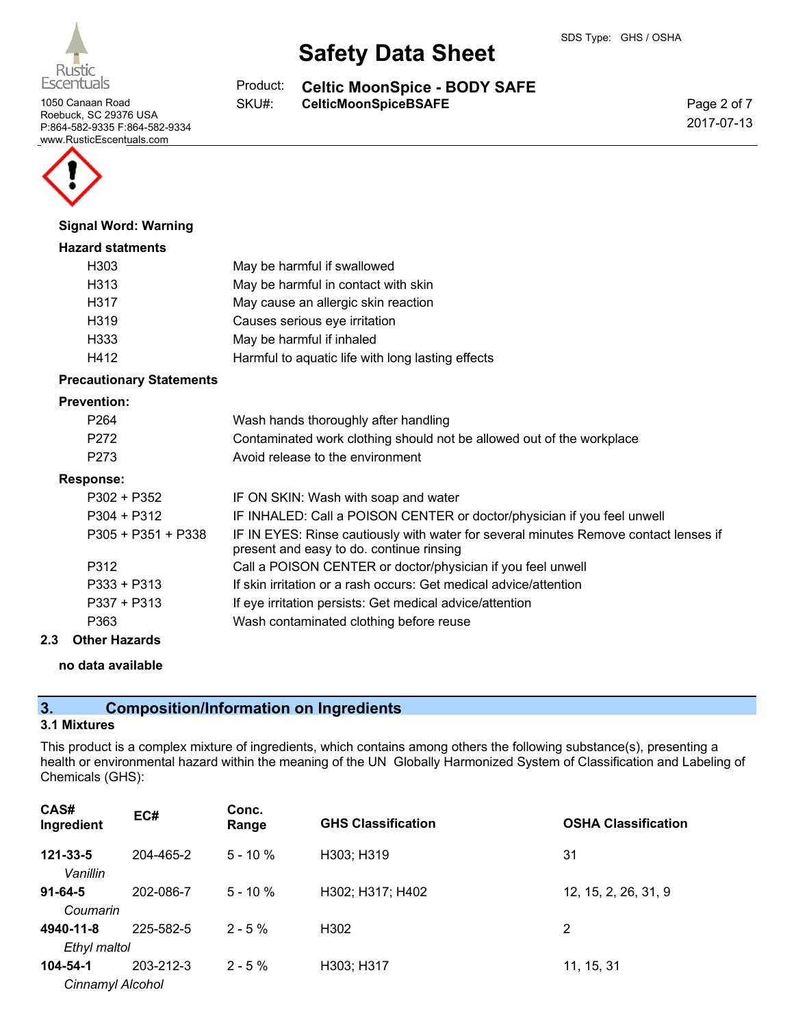**Signal Word: Warning**

**Hazard statments**

| | |
|---|---|
| H303 | May be harmful if swallowed |
| H313 | May be harmful in contact with skin |
| H317 | May cause an allergic skin reaction |
| H319 | Causes serious eye irritation |
| H333 | May be harmful if inhaled |
| H412 | Harmful to aquatic life with long lasting effects |

**Precautionary Statements**

**Prevention:**

| | |
|---|---|
| P264 | Wash hands thoroughly after handling |
| P272 | Contaminated work clothing should not be allowed out of the workplace |
| P273 | Avoid release to the environment |

**Response:**

| | |
|---|---|
| P302 + P352 | IF ON SKIN: Wash with soap and water |
| P304 + P312 | IF INHALED: Call a POISON CENTER or doctor/physician if you feel unwell |
| P305 + P351 + P338 | IF IN EYES: Rinse cautiously with water for several minutes Remove contact lenses if present and easy to do. continue rinsing |
| P312 | Call a POISON CENTER or doctor/physician if you feel unwell |
| P333 + P313 | If skin irritation or a rash occurs: Get medical advice/attention |
| P337 + P313 | If eye irritation persists: Get medical advice/attention |
| P363 | Wash contaminated clothing before reuse |

### 2.3 Other Hazards

**no data available**

## 3. Composition/Information on Ingredients

### 3.1 Mixtures

This product is a complex mixture of ingredients, which contains among others the following substance(s), presenting a health or environmental hazard within the meaning of the UN Globally Harmonized System of Classification and Labeling of Chemicals (GHS):

| CAS# Ingredient | EC# | Conc. Range | GHS Classification | OSHA Classification |
|---|---|---|---|---|
| **121-33-5** *Vanillin* | 204-465-2 | 5 - 10 % | H303; H319 | 31 |
| **91-64-5** *Coumarin* | 202-086-7 | 5 - 10 % | H302; H317; H402 | 12, 15, 2, 26, 31, 9 |
| **4940-11-8** *Ethyl maltol* | 225-582-5 | 2 - 5 % | H302 | 2 |
| **104-54-1** *Cinnamyl Alcohol* | 203-212-3 | 2 - 5 % | H303; H317 | 11, 15, 31 |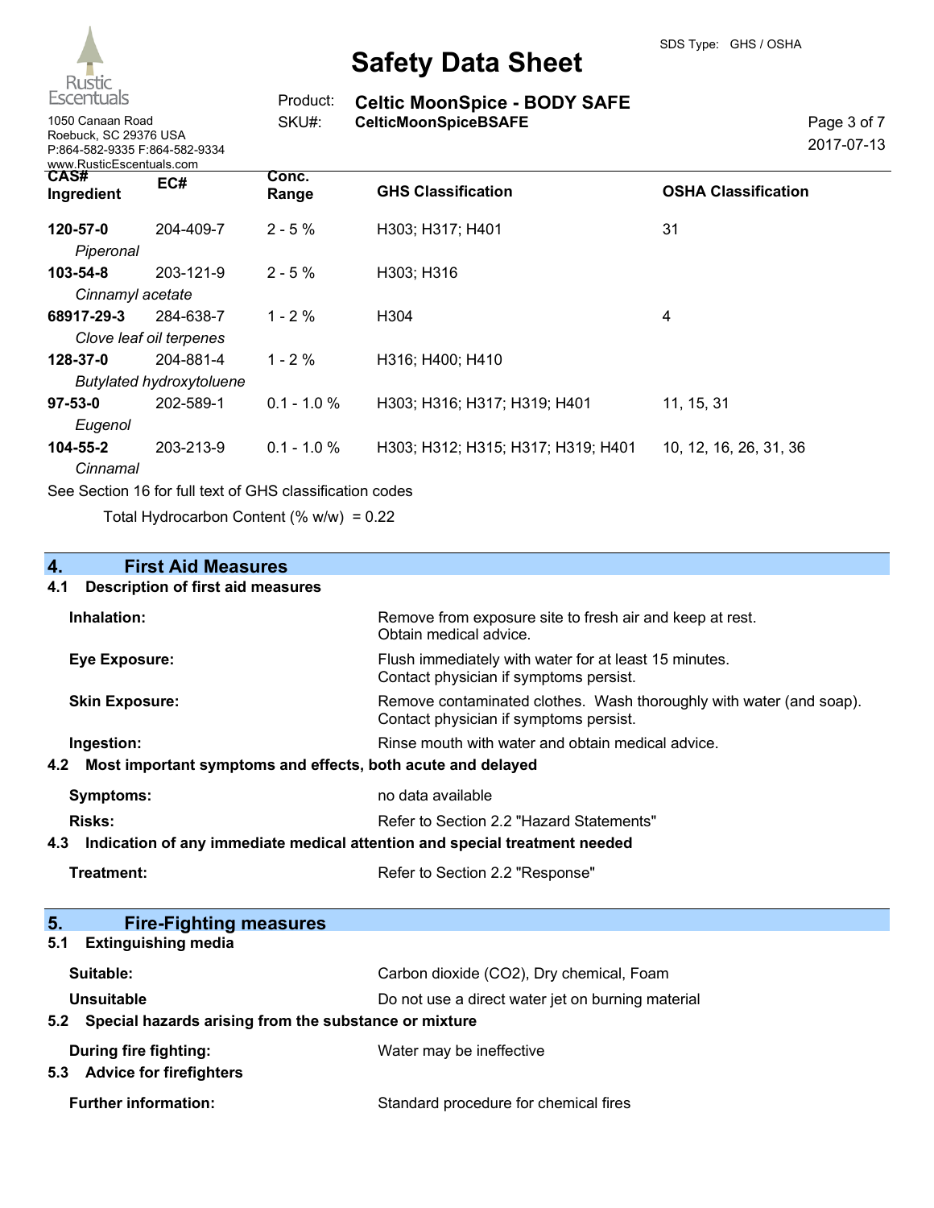| CAS# Ingredient | EC# | Conc. Range | GHS Classification | OSHA Classification |
|---|---|---|---|---|
| **120-57-0** *Piperonal* | 204-409-7 | 2 - 5 % | H303; H317; H401 | 31 |
| **103-54-8** *Cinnamyl acetate* | 203-121-9 | 2 - 5 % | H303; H316 | |
| **68917-29-3** *Clove leaf oil terpenes* | 284-638-7 | 1 - 2 % | H304 | 4 |
| **128-37-0** *Butylated hydroxytoluene* | 204-881-4 | 1 - 2 % | H316; H400; H410 | |
| **97-53-0** *Eugenol* | 202-589-1 | 0.1 - 1.0 % | H303; H316; H317; H319; H401 | 11, 15, 31 |
| **104-55-2** *Cinnamal* | 203-213-9 | 0.1 - 1.0 % | H303; H312; H315; H317; H319; H401 | 10, 12, 16, 26, 31, 36 |

See Section 16 for full text of GHS classification codes

Total Hydrocarbon Content (% w/w) = 0.22

## 4. First Aid Measures

### 4.1 Description of first aid measures

**Inhalation:** Remove from exposure site to fresh air and keep at rest. Obtain medical advice.

**Eye Exposure:** Flush immediately with water for at least 15 minutes. Contact physician if symptoms persist.

**Skin Exposure:** Remove contaminated clothes. Wash thoroughly with water (and soap). Contact physician if symptoms persist.

**Ingestion:** Rinse mouth with water and obtain medical advice.

### 4.2 Most important symptoms and effects, both acute and delayed

**Symptoms:** no data available

**Risks:** Refer to Section 2.2 "Hazard Statements"

### 4.3 Indication of any immediate medical attention and special treatment needed

**Treatment:** Refer to Section 2.2 "Response"

## 5. Fire-Fighting measures

### 5.1 Extinguishing media

**Suitable:** Carbon dioxide (CO2), Dry chemical, Foam

**Unsuitable** Do not use a direct water jet on burning material

### 5.2 Special hazards arising from the substance or mixture

**During fire fighting:** Water may be ineffective

### 5.3 Advice for firefighters

**Further information:** Standard procedure for chemical fires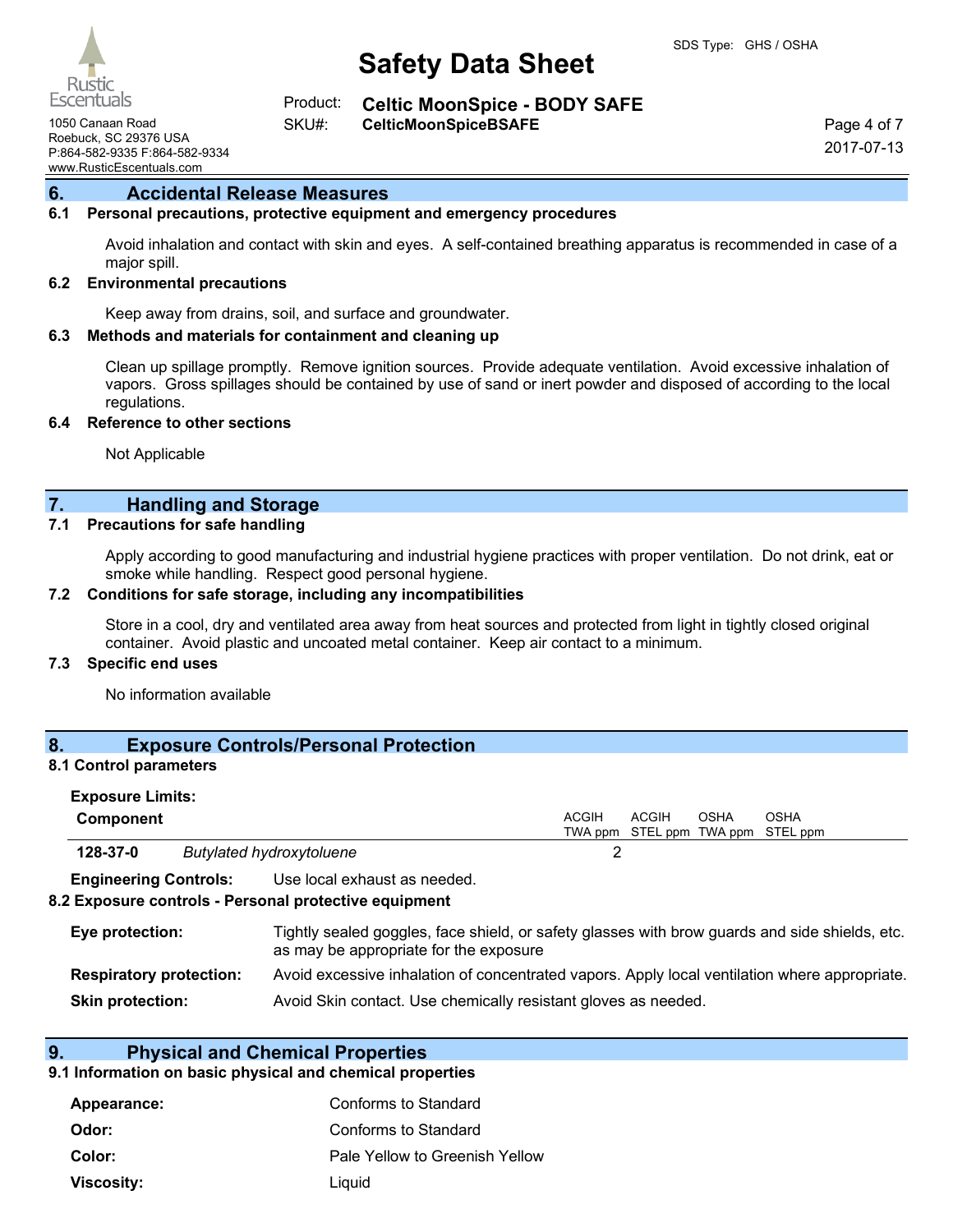## 6. Accidental Release Measures

### 6.1 Personal precautions, protective equipment and emergency procedures

Avoid inhalation and contact with skin and eyes. A self-contained breathing apparatus is recommended in case of a major spill.

### 6.2 Environmental precautions

Keep away from drains, soil, and surface and groundwater.

### 6.3 Methods and materials for containment and cleaning up

Clean up spillage promptly. Remove ignition sources. Provide adequate ventilation. Avoid excessive inhalation of vapors. Gross spillages should be contained by use of sand or inert powder and disposed of according to the local regulations.

### 6.4 Reference to other sections

Not Applicable

## 7. Handling and Storage

### 7.1 Precautions for safe handling

Apply according to good manufacturing and industrial hygiene practices with proper ventilation. Do not drink, eat or smoke while handling. Respect good personal hygiene.

### 7.2 Conditions for safe storage, including any incompatibilities

Store in a cool, dry and ventilated area away from heat sources and protected from light in tightly closed original container. Avoid plastic and uncoated metal container. Keep air contact to a minimum.

### 7.3 Specific end uses

No information available

## 8. Exposure Controls/Personal Protection

### 8.1 Control parameters

**Exposure Limits:**

| Component | | ACGIH TWA ppm | ACGIH STEL ppm | OSHA TWA ppm | OSHA STEL ppm |
|---|---|---|---|---|---|
| **128-37-0** | *Butylated hydroxytoluene* | 2 | | | |

**Engineering Controls:** Use local exhaust as needed.

### 8.2 Exposure controls - Personal protective equipment

**Eye protection:** Tightly sealed goggles, face shield, or safety glasses with brow guards and side shields, etc. as may be appropriate for the exposure

**Respiratory protection:** Avoid excessive inhalation of concentrated vapors. Apply local ventilation where appropriate.

**Skin protection:** Avoid Skin contact. Use chemically resistant gloves as needed.

## 9. Physical and Chemical Properties

### 9.1 Information on basic physical and chemical properties

**Appearance:** Conforms to Standard

**Odor:** Conforms to Standard

**Color:** Pale Yellow to Greenish Yellow

**Viscosity:** Liquid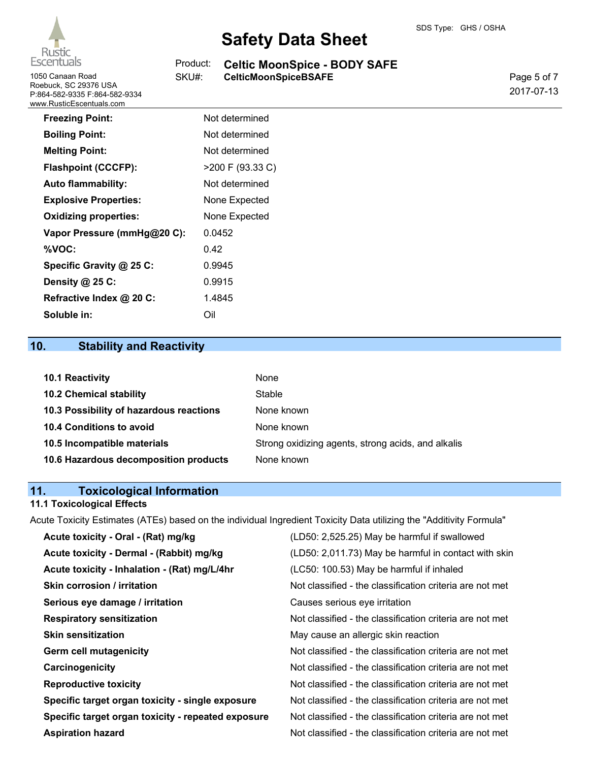| | |
|---|---|
| **Freezing Point:** | Not determined |
| **Boiling Point:** | Not determined |
| **Melting Point:** | Not determined |
| **Flashpoint (CCCFP):** | >200 F (93.33 C) |
| **Auto flammability:** | Not determined |
| **Explosive Properties:** | None Expected |
| **Oxidizing properties:** | None Expected |
| **Vapor Pressure (mmHg@20 C):** | 0.0452 |
| **%VOC:** | 0.42 |
| **Specific Gravity @ 25 C:** | 0.9945 |
| **Density @ 25 C:** | 0.9915 |
| **Refractive Index @ 20 C:** | 1.4845 |
| **Soluble in:** | Oil |

## 10. Stability and Reactivity

| | |
|---|---|
| **10.1 Reactivity** | None |
| **10.2 Chemical stability** | Stable |
| **10.3 Possibility of hazardous reactions** | None known |
| **10.4 Conditions to avoid** | None known |
| **10.5 Incompatible materials** | Strong oxidizing agents, strong acids, and alkalis |
| **10.6 Hazardous decomposition products** | None known |

## 11. Toxicological Information

### 11.1 Toxicological Effects

Acute Toxicity Estimates (ATEs) based on the individual Ingredient Toxicity Data utilizing the "Additivity Formula"

| | |
|---|---|
| **Acute toxicity - Oral - (Rat) mg/kg** | (LD50: 2,525.25) May be harmful if swallowed |
| **Acute toxicity - Dermal - (Rabbit) mg/kg** | (LD50: 2,011.73) May be harmful in contact with skin |
| **Acute toxicity - Inhalation - (Rat) mg/L/4hr** | (LC50: 100.53) May be harmful if inhaled |
| **Skin corrosion / irritation** | Not classified - the classification criteria are not met |
| **Serious eye damage / irritation** | Causes serious eye irritation |
| **Respiratory sensitization** | Not classified - the classification criteria are not met |
| **Skin sensitization** | May cause an allergic skin reaction |
| **Germ cell mutagenicity** | Not classified - the classification criteria are not met |
| **Carcinogenicity** | Not classified - the classification criteria are not met |
| **Reproductive toxicity** | Not classified - the classification criteria are not met |
| **Specific target organ toxicity - single exposure** | Not classified - the classification criteria are not met |
| **Specific target organ toxicity - repeated exposure** | Not classified - the classification criteria are not met |
| **Aspiration hazard** | Not classified - the classification criteria are not met |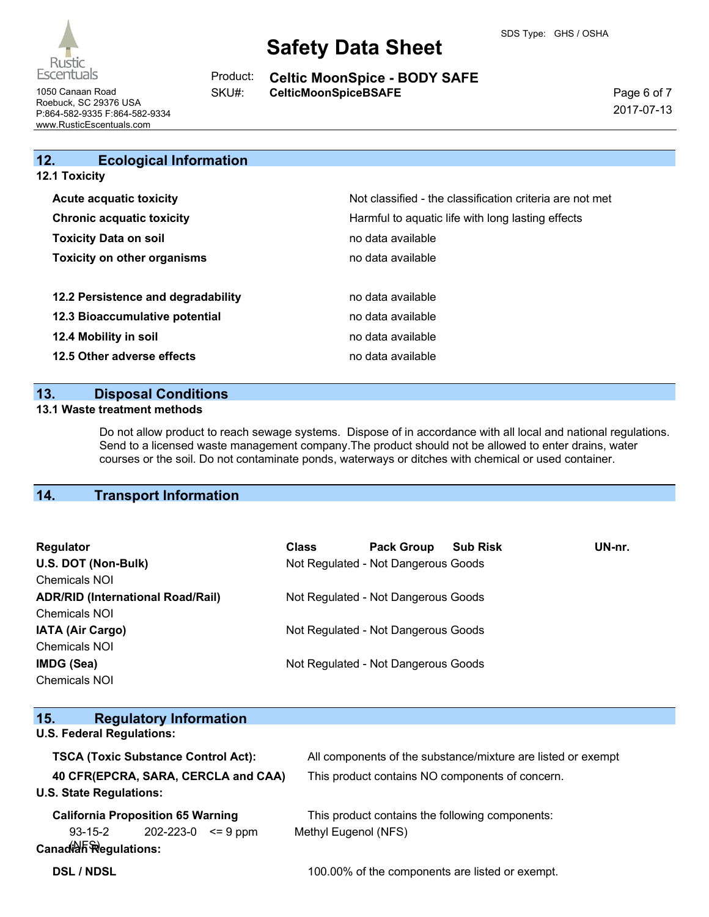## 12. Ecological Information

**12.1 Toxicity**

| | |
|---|---|
| **Acute acquatic toxicity** | Not classified - the classification criteria are not met |
| **Chronic acquatic toxicity** | Harmful to aquatic life with long lasting effects |
| **Toxicity Data on soil** | no data available |
| **Toxicity on other organisms** | no data available |

| | |
|---|---|
| **12.2 Persistence and degradability** | no data available |
| **12.3 Bioaccumulative potential** | no data available |
| **12.4 Mobility in soil** | no data available |
| **12.5 Other adverse effects** | no data available |

## 13. Disposal Conditions

**13.1 Waste treatment methods**

Do not allow product to reach sewage systems. Dispose of in accordance with all local and national regulations. Send to a licensed waste management company.The product should not be allowed to enter drains, water courses or the soil. Do not contaminate ponds, waterways or ditches with chemical or used container.

## 14. Transport Information

| Regulator | Class | Pack Group | Sub Risk | UN-nr. |
|---|---|---|---|---|
| **U.S. DOT (Non-Bulk)** Chemicals NOI | Not Regulated - Not Dangerous Goods | | | |
| **ADR/RID (International Road/Rail)** Chemicals NOI | Not Regulated - Not Dangerous Goods | | | |
| **IATA (Air Cargo)** Chemicals NOI | Not Regulated - Not Dangerous Goods | | | |
| **IMDG (Sea)** Chemicals NOI | Not Regulated - Not Dangerous Goods | | | |

## 15. Regulatory Information

**U.S. Federal Regulations:**

| | |
|---|---|
| **TSCA (Toxic Substance Control Act):** | All components of the substance/mixture are listed or exempt |
| **40 CFR(EPCRA, SARA, CERCLA and CAA)** | This product contains NO components of concern. |

**U.S. State Regulations:**

**California Proposition 65 Warning** — This product contains the following components:

| | | | |
|---|---|---|---|
| 93-15-2 (NFS) | 202-223-0 | <= 9 ppm | Methyl Eugenol (NFS) |

**Canadian Regulations:**

**DSL / NDSL** — 100.00% of the components are listed or exempt.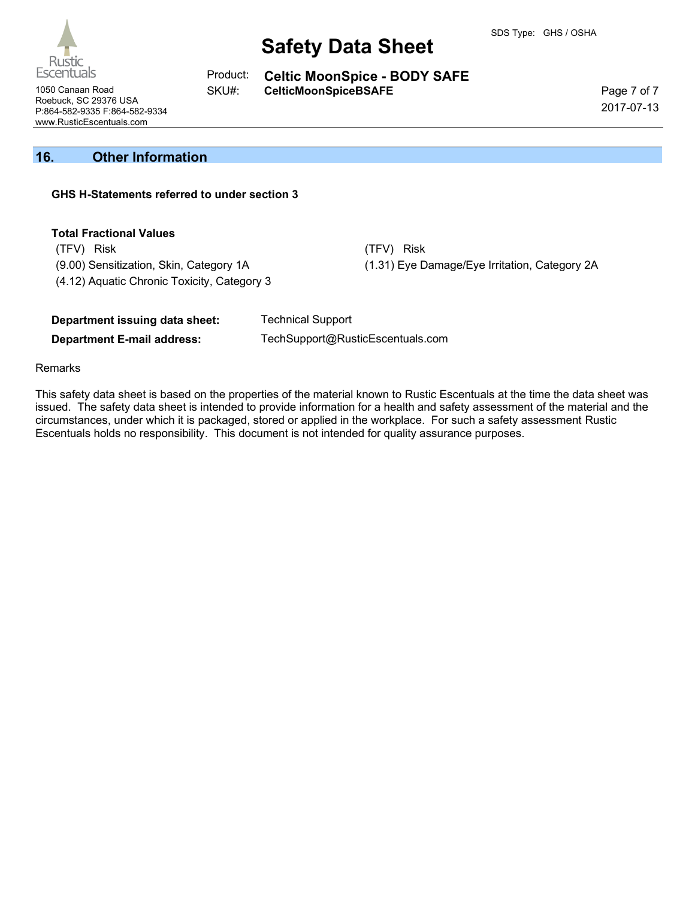## 16. Other Information

**GHS H-Statements referred to under section 3**

**Total Fractional Values**

| (TFV) Risk | (TFV) Risk |
|---|---|
| (9.00) Sensitization, Skin, Category 1A | (1.31) Eye Damage/Eye Irritation, Category 2A |
| (4.12) Aquatic Chronic Toxicity, Category 3 | |

| | |
|---|---|
| **Department issuing data sheet:** | Technical Support |
| **Department E-mail address:** | TechSupport@RusticEscentuals.com |

Remarks

This safety data sheet is based on the properties of the material known to Rustic Escentuals at the time the data sheet was issued. The safety data sheet is intended to provide information for a health and safety assessment of the material and the circumstances, under which it is packaged, stored or applied in the workplace. For such a safety assessment Rustic Escentuals holds no responsibility. This document is not intended for quality assurance purposes.